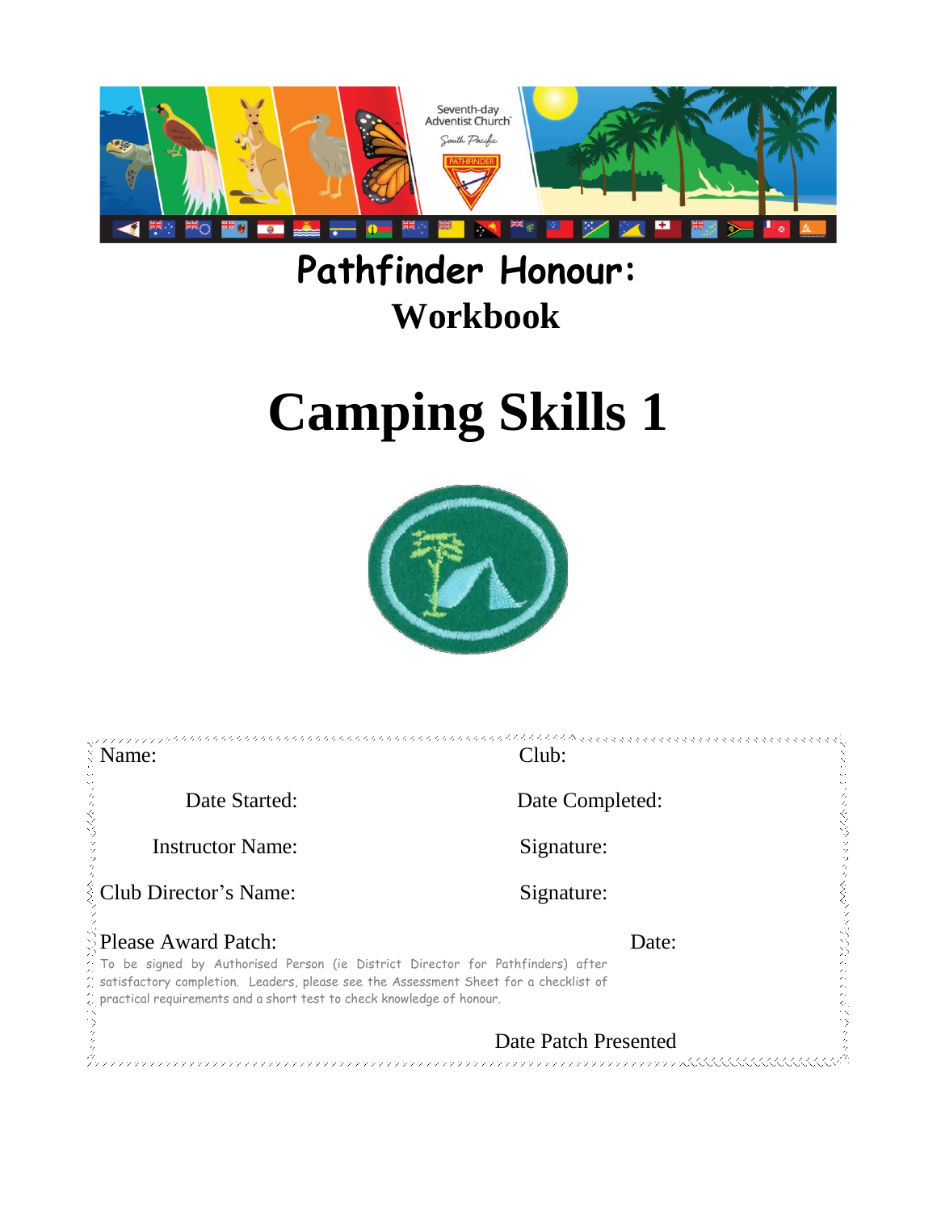# Pathfinder Honour:

## Workbook

# Camping Skills 1

Name: Club:

Date Started: Date Completed:

Instructor Name: Signature:

Club Director's Name: Signature:

Please Award Patch: Date:

To be signed by Authorised Person (ie District Director for Pathfinders) after satisfactory completion. Leaders, please see the Assessment Sheet for a checklist of practical requirements and a short test to check knowledge of honour.

Date Patch Presented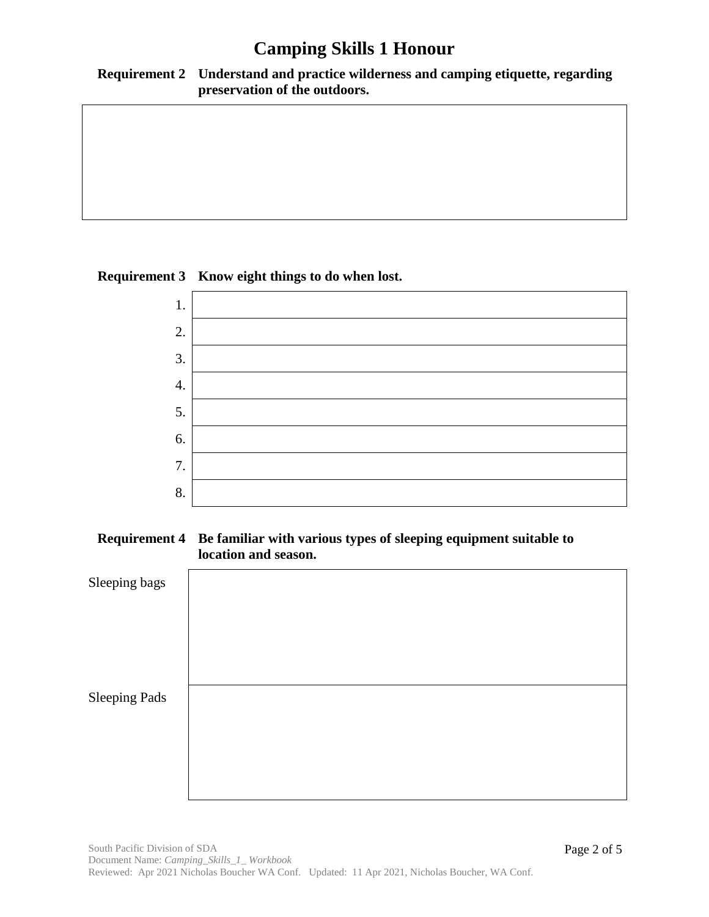# Camping Skills 1 Honour

**Requirement 2 Understand and practice wilderness and camping etiquette, regarding preservation of the outdoors.**

| |
|---|
| |

**Requirement 3 Know eight things to do when lost.**

| | |
|---|---|
| 1. | |
| 2. | |
| 3. | |
| 4. | |
| 5. | |
| 6. | |
| 7. | |
| 8. | |

**Requirement 4 Be familiar with various types of sleeping equipment suitable to location and season.**

| | |
|---|---|
| Sleeping bags | |
| Sleeping Pads | |

South Pacific Division of SDA
Document Name: *Camping_Skills_1_ Workbook*
Reviewed: Apr 2021 Nicholas Boucher WA Conf. Updated: 11 Apr 2021, Nicholas Boucher, WA Conf.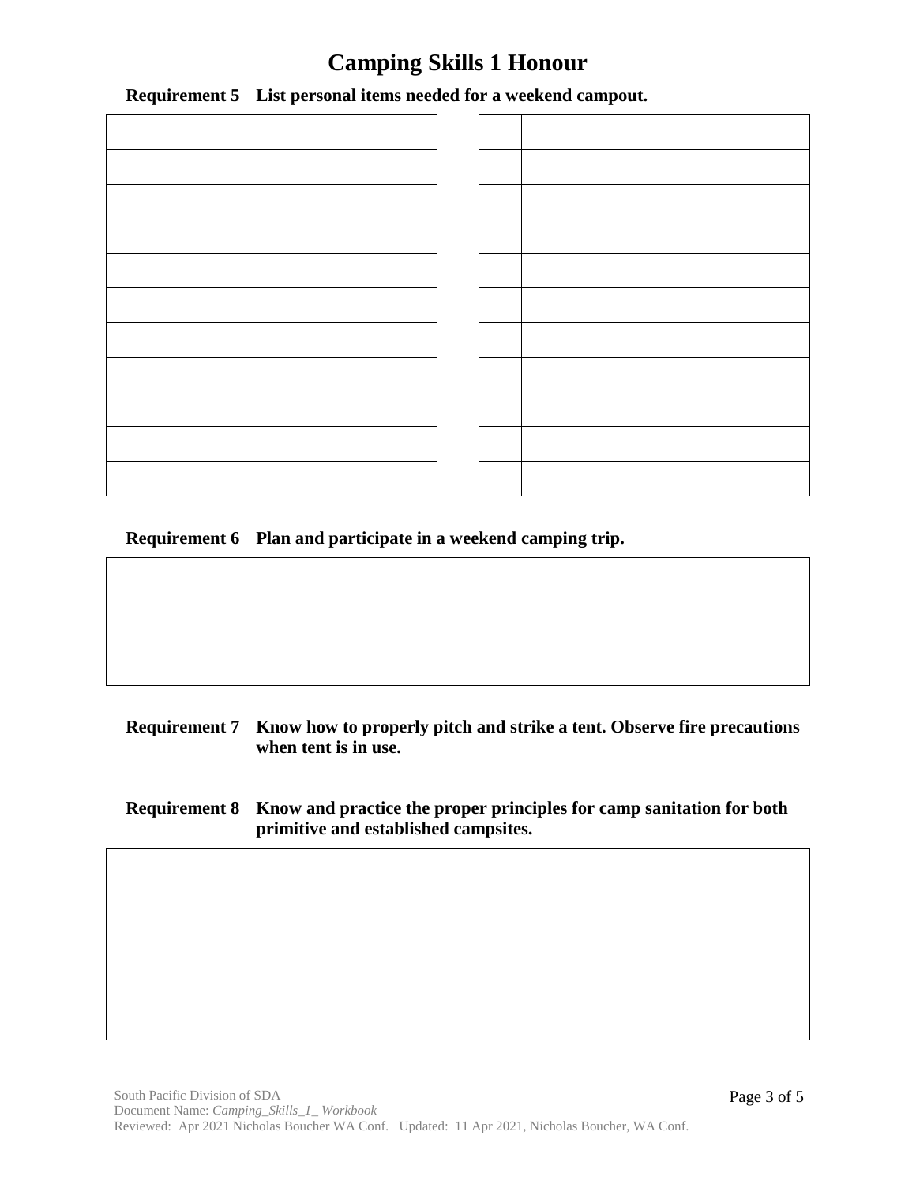# Camping Skills 1 Honour

**Requirement 5 List personal items needed for a weekend campout.**

| | | | |
|---|---|---|---|
| | | | |
| | | | |
| | | | |
| | | | |
| | | | |
| | | | |
| | | | |
| | | | |
| | | | |
| | | | |

**Requirement 6 Plan and participate in a weekend camping trip.**

**Requirement 7 Know how to properly pitch and strike a tent. Observe fire precautions when tent is in use.**

**Requirement 8 Know and practice the proper principles for camp sanitation for both primitive and established campsites.**

South Pacific Division of SDA
Document Name: *Camping_Skills_1_ Workbook*
Reviewed: Apr 2021 Nicholas Boucher WA Conf. Updated: 11 Apr 2021, Nicholas Boucher, WA Conf.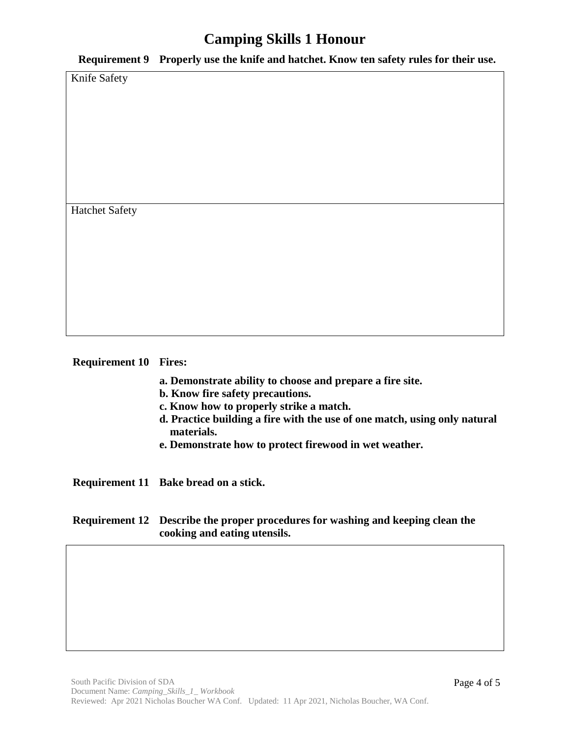# Camping Skills 1 Honour

**Requirement 9 Properly use the knife and hatchet. Know ten safety rules for their use.**

| Knife Safety |
| --- |
| |

| Hatchet Safety |
| --- |
| |

**Requirement 10 Fires:**

- **a. Demonstrate ability to choose and prepare a fire site.**
- **b. Know fire safety precautions.**
- **c. Know how to properly strike a match.**
- **d. Practice building a fire with the use of one match, using only natural materials.**
- **e. Demonstrate how to protect firewood in wet weather.**

**Requirement 11 Bake bread on a stick.**

**Requirement 12 Describe the proper procedures for washing and keeping clean the cooking and eating utensils.**

| |
| --- |
| |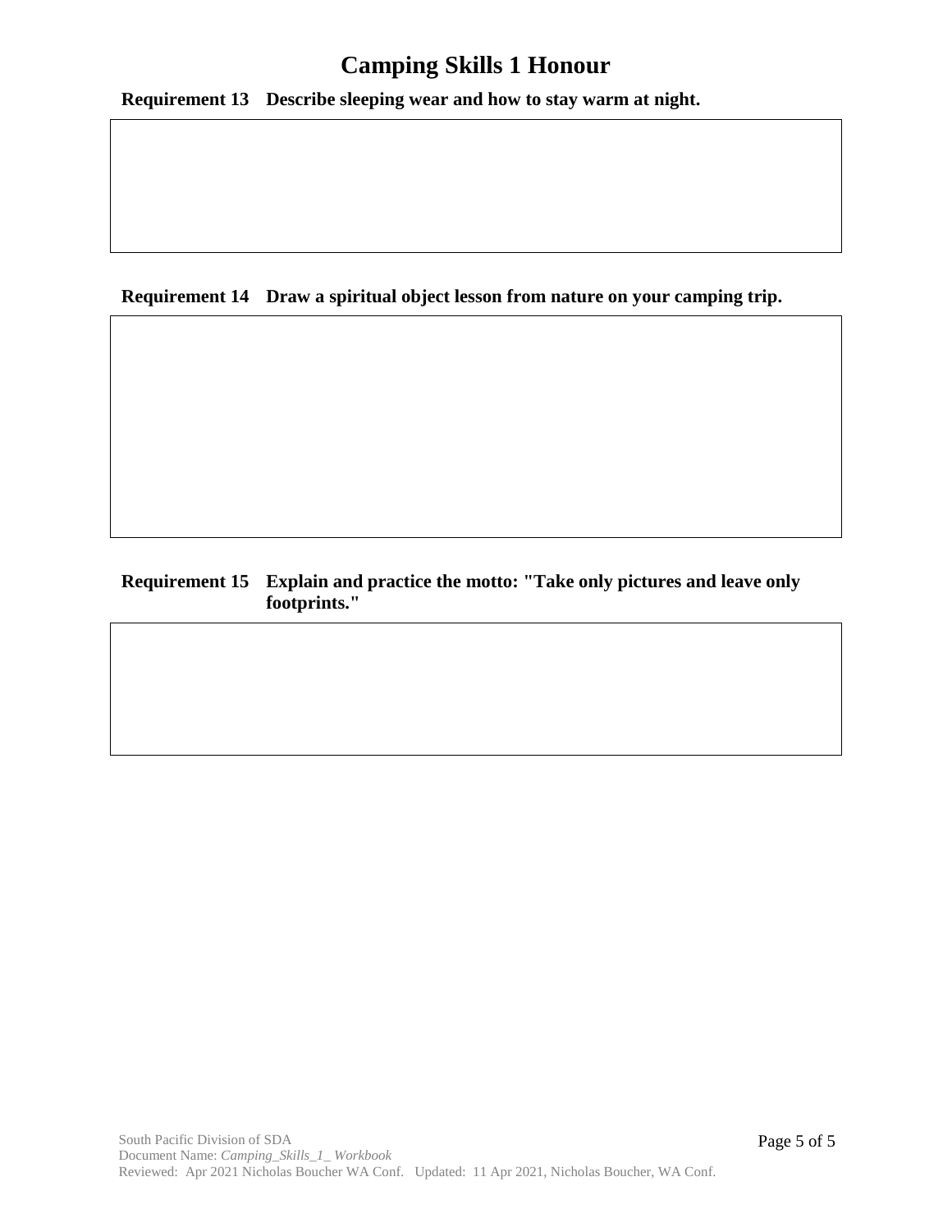# Camping Skills 1 Honour

**Requirement 13 Describe sleeping wear and how to stay warm at night.**

**Requirement 14 Draw a spiritual object lesson from nature on your camping trip.**

**Requirement 15 Explain and practice the motto: "Take only pictures and leave only footprints."**

South Pacific Division of SDA
Document Name: *Camping_Skills_1_ Workbook*
Reviewed: Apr 2021 Nicholas Boucher WA Conf. Updated: 11 Apr 2021, Nicholas Boucher, WA Conf.